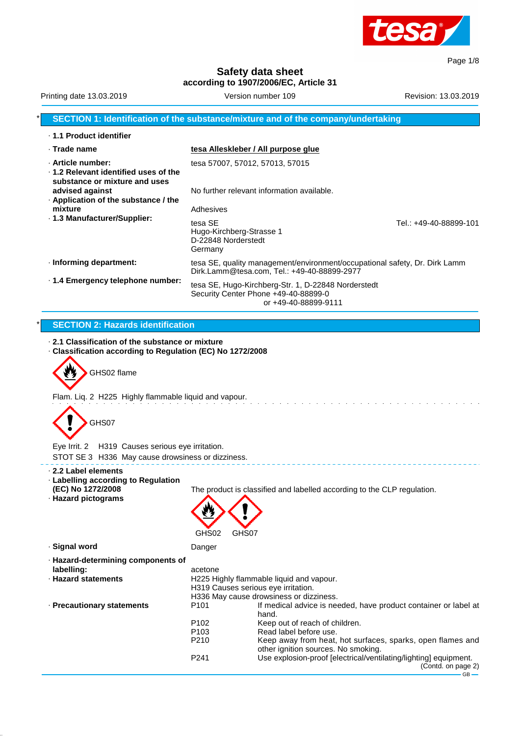# Safety data sheet

**according to 1907/2006/EC, Article 31**

Printing date 13.03.2019 | Version number 109 | Revision: 13.03.2019

## * SECTION 1: Identification of the substance/mixture and of the company/undertaking

· **1.1 Product identifier**

· **Trade name** **tesa Alleskleber / All purpose glue**

· **Article number:** tesa 57007, 57012, 57013, 57015

· **1.2 Relevant identified uses of the substance or mixture and uses advised against** No further relevant information available.

· **Application of the substance / the mixture** Adhesives

· **1.3 Manufacturer/Supplier:**
tesa SE
Hugo-Kirchberg-Strasse 1
D-22848 Norderstedt
Germany
Tel.: +49-40-88899-101

· **Informing department:** tesa SE, quality management/environment/occupational safety, Dr. Dirk Lamm
Dirk.Lamm@tesa.com, Tel.: +49-40-88899-2977

· **1.4 Emergency telephone number:**
tesa SE, Hugo-Kirchberg-Str. 1, D-22848 Norderstedt
Security Center Phone +49-40-88899-0
or +49-40-88899-9111

## * SECTION 2: Hazards identification

· **2.1 Classification of the substance or mixture**

· **Classification according to Regulation (EC) No 1272/2008**

GHS02 flame

Flam. Liq. 2 H225 Highly flammable liquid and vapour.

GHS07

Eye Irrit. 2 H319 Causes serious eye irritation.

STOT SE 3 H336 May cause drowsiness or dizziness.

· **2.2 Label elements**

· **Labelling according to Regulation (EC) No 1272/2008** The product is classified and labelled according to the CLP regulation.

· **Hazard pictograms**

GHS02 GHS07

· **Signal word** Danger

· **Hazard-determining components of labelling:**
acetone

· **Hazard statements**
H225 Highly flammable liquid and vapour.
H319 Causes serious eye irritation.
H336 May cause drowsiness or dizziness.

· **Precautionary statements**

| | |
|---|---|
| P101 | If medical advice is needed, have product container or label at hand. |
| P102 | Keep out of reach of children. |
| P103 | Read label before use. |
| P210 | Keep away from heat, hot surfaces, sparks, open flames and other ignition sources. No smoking. |
| P241 | Use explosion-proof [electrical/ventilating/lighting] equipment. |

(Contd. on page 2)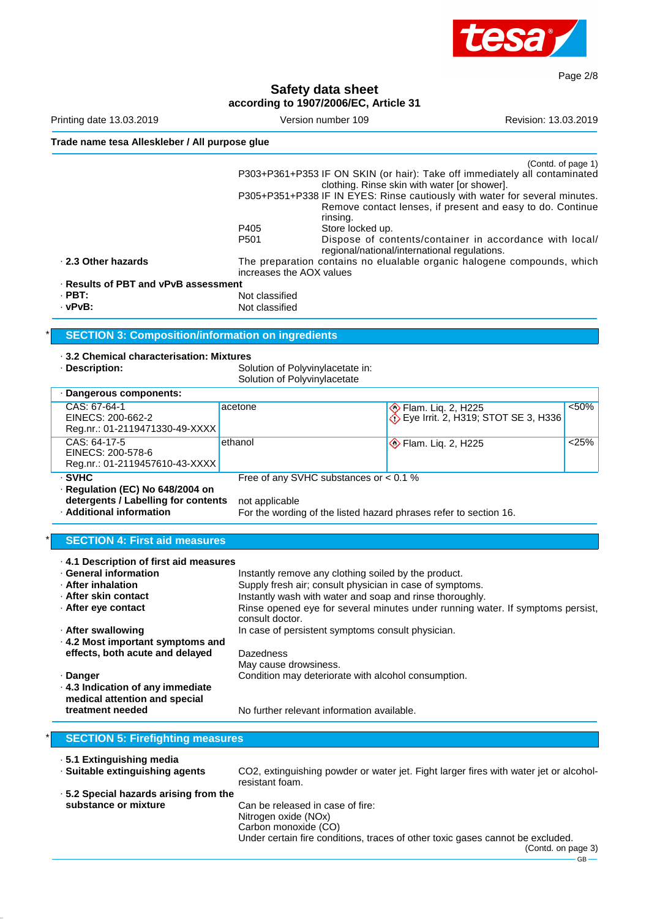**Trade name tesa Alleskleber / All purpose glue**

(Contd. of page 1)

P303+P361+P353 IF ON SKIN (or hair): Take off immediately all contaminated clothing. Rinse skin with water [or shower].
P305+P351+P338 IF IN EYES: Rinse cautiously with water for several minutes. Remove contact lenses, if present and easy to do. Continue rinsing.
P405 Store locked up.
P501 Dispose of contents/container in accordance with local/ regional/national/international regulations.

· **2.3 Other hazards** The preparation contains no elualable organic halogene compounds, which increases the AOX values

· **Results of PBT and vPvB assessment**
· **PBT:** Not classified
· **vPvB:** Not classified

## * SECTION 3: Composition/information on ingredients

· **3.2 Chemical characterisation: Mixtures**
· **Description:** Solution of Polyvinylacetate in:
Solution of Polyvinylacetate

· **Dangerous components:**

| Identifiers | Name | Classification | Concentration |
|---|---|---|---|
| CAS: 67-64-1<br>EINECS: 200-662-2<br>Reg.nr.: 01-2119471330-49-XXXX | acetone | Flam. Liq. 2, H225<br>Eye Irrit. 2, H319; STOT SE 3, H336 | <50% |
| CAS: 64-17-5<br>EINECS: 200-578-6<br>Reg.nr.: 01-2119457610-43-XXXX | ethanol | Flam. Liq. 2, H225 | <25% |

· **SVHC** Free of any SVHC substances or < 0.1 %
· **Regulation (EC) No 648/2004 on detergents / Labelling for contents** not applicable
· **Additional information** For the wording of the listed hazard phrases refer to section 16.

## * SECTION 4: First aid measures

· **4.1 Description of first aid measures**
· **General information** Instantly remove any clothing soiled by the product.
· **After inhalation** Supply fresh air; consult physician in case of symptoms.
· **After skin contact** Instantly wash with water and soap and rinse thoroughly.
· **After eye contact** Rinse opened eye for several minutes under running water. If symptoms persist, consult doctor.
· **After swallowing** In case of persistent symptoms consult physician.
· **4.2 Most important symptoms and effects, both acute and delayed** Dazedness
May cause drowsiness.
· **Danger** Condition may deteriorate with alcohol consumption.
· **4.3 Indication of any immediate medical attention and special treatment needed** No further relevant information available.

## * SECTION 5: Firefighting measures

· **5.1 Extinguishing media**
· **Suitable extinguishing agents** $CO_2$, extinguishing powder or water jet. Fight larger fires with water jet or alcohol-resistant foam.
· **5.2 Special hazards arising from the substance or mixture** Can be released in case of fire:
Nitrogen oxide ($NO_x$)
Carbon monoxide (CO)
Under certain fire conditions, traces of other toxic gases cannot be excluded.

(Contd. on page 3)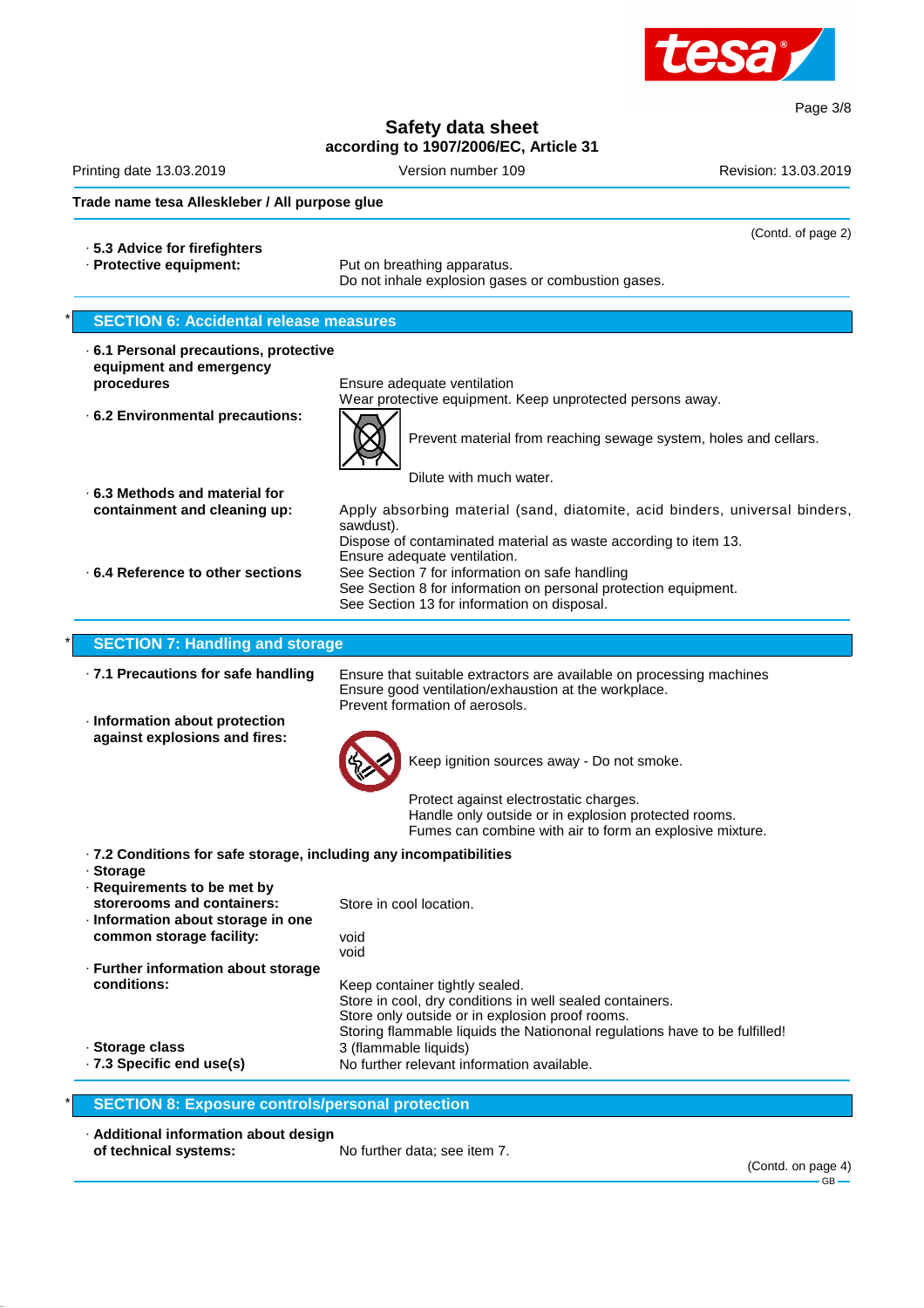Trade name tesa Alleskleber / All purpose glue

(Contd. of page 2)

· **5.3 Advice for firefighters**
· **Protective equipment:** Put on breathing apparatus.
Do not inhale explosion gases or combustion gases.

## * SECTION 6: Accidental release measures

· **6.1 Personal precautions, protective equipment and emergency procedures** Ensure adequate ventilation
Wear protective equipment. Keep unprotected persons away.

· **6.2 Environmental precautions:** Prevent material from reaching sewage system, holes and cellars.
Dilute with much water.

· **6.3 Methods and material for containment and cleaning up:** Apply absorbing material (sand, diatomite, acid binders, universal binders, sawdust).
Dispose of contaminated material as waste according to item 13.
Ensure adequate ventilation.

· **6.4 Reference to other sections** See Section 7 for information on safe handling
See Section 8 for information on personal protection equipment.
See Section 13 for information on disposal.

## * SECTION 7: Handling and storage

· **7.1 Precautions for safe handling** Ensure that suitable extractors are available on processing machines
Ensure good ventilation/exhaustion at the workplace.
Prevent formation of aerosols.

· **Information about protection against explosions and fires:**
Keep ignition sources away - Do not smoke.
Protect against electrostatic charges.
Handle only outside or in explosion protected rooms.
Fumes can combine with air to form an explosive mixture.

· **7.2 Conditions for safe storage, including any incompatibilities**
· **Storage**
· **Requirements to be met by storerooms and containers:** Store in cool location.
· **Information about storage in one common storage facility:** void
void
· **Further information about storage conditions:** Keep container tightly sealed.
Store in cool, dry conditions in well sealed containers.
Store only outside or in explosion proof rooms.
Storing flammable liquids the Nationonal regulations have to be fulfilled!
· **Storage class** 3 (flammable liquids)
· **7.3 Specific end use(s)** No further relevant information available.

## * SECTION 8: Exposure controls/personal protection

· **Additional information about design of technical systems:** No further data; see item 7.

(Contd. on page 4)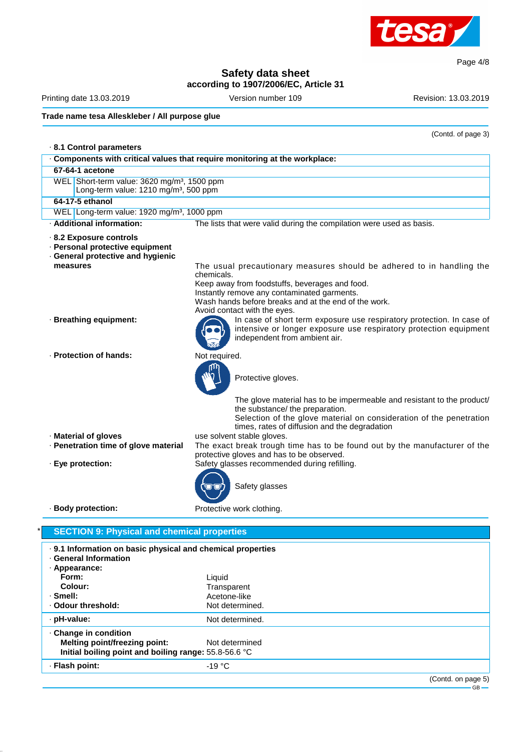**Trade name tesa Alleskleber / All purpose glue**

(Contd. of page 3)

· **8.1 Control parameters**

| · **Components with critical values that require monitoring at the workplace:** |
|---|
| **67-64-1 acetone** |
| WEL Short-term value: 3620 mg/m³, 1500 ppm<br>Long-term value: 1210 mg/m³, 500 ppm |
| **64-17-5 ethanol** |
| WEL Long-term value: 1920 mg/m³, 1000 ppm |

· **Additional information:** The lists that were valid during the compilation were used as basis.

· **8.2 Exposure controls**
· **Personal protective equipment**
· **General protective and hygienic measures**
The usual precautionary measures should be adhered to in handling the chemicals.
Keep away from foodstuffs, beverages and food.
Instantly remove any contaminated garments.
Wash hands before breaks and at the end of the work.
Avoid contact with the eyes.

· **Breathing equipment:** In case of short term exposure use respiratory protection. In case of intensive or longer exposure use respiratory protection equipment independent from ambient air.

· **Protection of hands:** Not required.
Protective gloves.
The glove material has to be impermeable and resistant to the product/ the substance/ the preparation.
Selection of the glove material on consideration of the penetration times, rates of diffusion and the degradation

· **Material of gloves** use solvent stable gloves.

· **Penetration time of glove material** The exact break trough time has to be found out by the manufacturer of the protective gloves and has to be observed.

· **Eye protection:** Safety glasses recommended during refilling.
Safety glasses

· **Body protection:** Protective work clothing.

## * SECTION 9: Physical and chemical properties

· **9.1 Information on basic physical and chemical properties**
· **General Information**
· **Appearance:**

| | |
|---|---|
| **Form:** | Liquid |
| **Colour:** | Transparent |
| · **Smell:** | Acetone-like |
| · **Odour threshold:** | Not determined. |
| · **pH-value:** | Not determined. |
| · **Change in condition** | |
| **Melting point/freezing point:** | Not determined |
| **Initial boiling point and boiling range:** | 55.8-56.6 °C |
| · **Flash point:** | -19 °C |

(Contd. on page 5)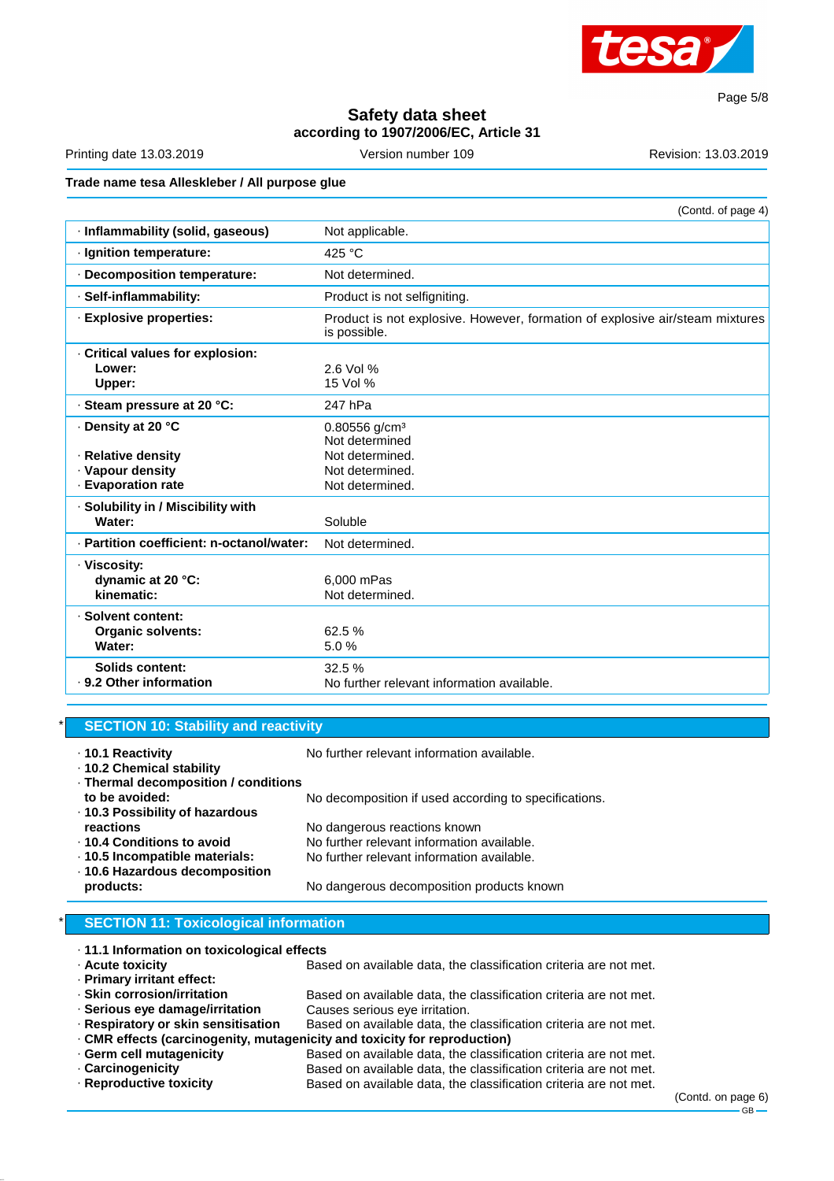# Safety data sheet
### according to 1907/2006/EC, Article 31

Printing date 13.03.2019 | Version number 109 | Revision: 13.03.2019

**Trade name tesa Alleskleber / All purpose glue**

(Contd. of page 4)

| | |
|---|---|
| · **Inflammability (solid, gaseous)** | Not applicable. |
| · **Ignition temperature:** | 425 °C |
| · **Decomposition temperature:** | Not determined. |
| · **Self-inflammability:** | Product is not selfigniting. |
| · **Explosive properties:** | Product is not explosive. However, formation of explosive air/steam mixtures is possible. |
| · **Critical values for explosion:** **Lower:** **Upper:** | 2.6 Vol % 15 Vol % |
| · **Steam pressure at 20 °C:** | 247 hPa |
| · **Density at 20 °C** | 0.80556 g/cm³ Not determined |
| · **Relative density** | Not determined. |
| · **Vapour density** | Not determined. |
| · **Evaporation rate** | Not determined. |
| · **Solubility in / Miscibility with Water:** | Soluble |
| · **Partition coefficient: n-octanol/water:** | Not determined. |
| · **Viscosity:** **dynamic at 20 °C:** **kinematic:** | 6,000 mPas Not determined. |
| · **Solvent content:** **Organic solvents:** **Water:** | 62.5 % 5.0 % |
| **Solids content:** | 32.5 % |
| · **9.2 Other information** | No further relevant information available. |

## SECTION 10: Stability and reactivity

- · **10.1 Reactivity** No further relevant information available.
- · **10.2 Chemical stability**
- · **Thermal decomposition / conditions to be avoided:** No decomposition if used according to specifications.
- · **10.3 Possibility of hazardous reactions** No dangerous reactions known
- · **10.4 Conditions to avoid** No further relevant information available.
- · **10.5 Incompatible materials:** No further relevant information available.
- · **10.6 Hazardous decomposition products:** No dangerous decomposition products known

## SECTION 11: Toxicological information

- · **11.1 Information on toxicological effects**
- · **Acute toxicity** Based on available data, the classification criteria are not met.
- · **Primary irritant effect:**
- · **Skin corrosion/irritation** Based on available data, the classification criteria are not met.
- · **Serious eye damage/irritation** Causes serious eye irritation.
- · **Respiratory or skin sensitisation** Based on available data, the classification criteria are not met.
- · **CMR effects (carcinogenity, mutagenicity and toxicity for reproduction)**
- · **Germ cell mutagenicity** Based on available data, the classification criteria are not met.
- · **Carcinogenicity** Based on available data, the classification criteria are not met.
- · **Reproductive toxicity** Based on available data, the classification criteria are not met.

(Contd. on page 6)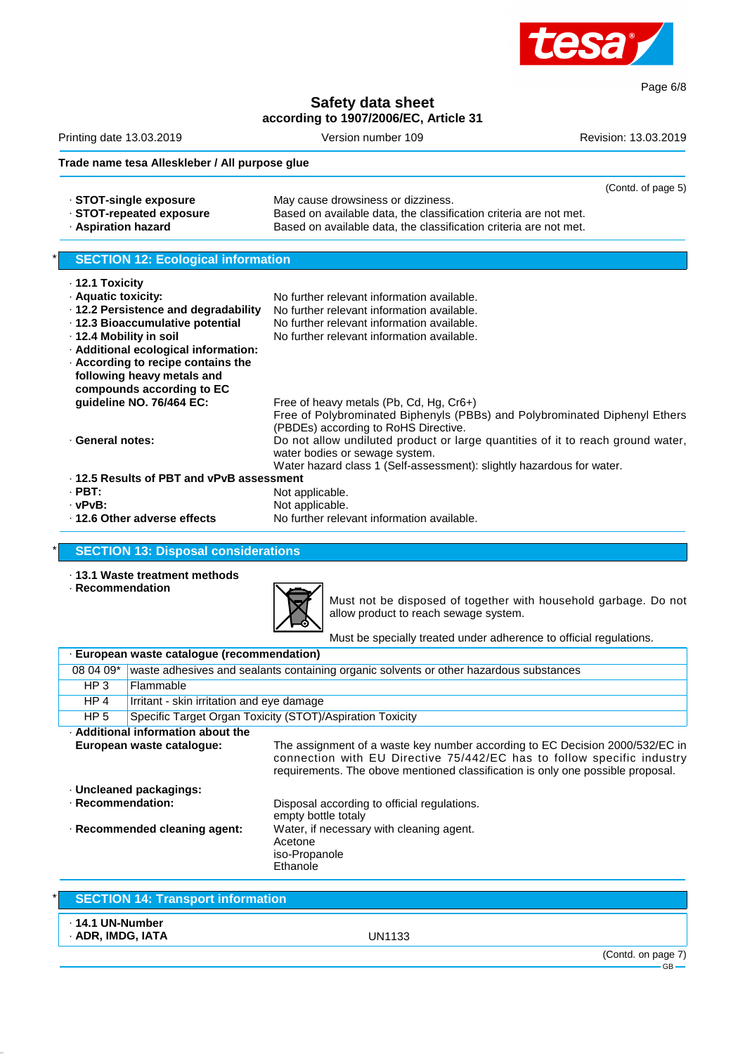**Trade name tesa Alleskleber / All purpose glue**

(Contd. of page 5)

· **STOT-single exposure** May cause drowsiness or dizziness.
· **STOT-repeated exposure** Based on available data, the classification criteria are not met.
· **Aspiration hazard** Based on available data, the classification criteria are not met.

## * SECTION 12: Ecological information

· **12.1 Toxicity**
· **Aquatic toxicity:** No further relevant information available.
· **12.2 Persistence and degradability** No further relevant information available.
· **12.3 Bioaccumulative potential** No further relevant information available.
· **12.4 Mobility in soil** No further relevant information available.
· **Additional ecological information:**
· **According to recipe contains the following heavy metals and compounds according to EC guideline NO. 76/464 EC:** Free of heavy metals (Pb, Cd, Hg, Cr6+)
Free of Polybrominated Biphenyls (PBBs) and Polybrominated Diphenyl Ethers (PBDEs) according to RoHS Directive.
· **General notes:** Do not allow undiluted product or large quantities of it to reach ground water, water bodies or sewage system.
Water hazard class 1 (Self-assessment): slightly hazardous for water.
· **12.5 Results of PBT and vPvB assessment**
· **PBT:** Not applicable.
· **vPvB:** Not applicable.
· **12.6 Other adverse effects** No further relevant information available.

## * SECTION 13: Disposal considerations

· **13.1 Waste treatment methods**
· **Recommendation**

Must not be disposed of together with household garbage. Do not allow product to reach sewage system.

Must be specially treated under adherence to official regulations.

| · **European waste catalogue (recommendation)** | |
|---|---|
| 08 04 09* | waste adhesives and sealants containing organic solvents or other hazardous substances |
| HP 3 | Flammable |
| HP 4 | Irritant - skin irritation and eye damage |
| HP 5 | Specific Target Organ Toxicity (STOT)/Aspiration Toxicity |

· **Additional information about the European waste catalogue:** The assignment of a waste key number according to EC Decision 2000/532/EC in connection with EU Directive 75/442/EC has to follow specific industry requirements. The obove mentioned classification is only one possible proposal.

· **Uncleaned packagings:**
· **Recommendation:** Disposal according to official regulations.
empty bottle totaly
· **Recommended cleaning agent:** Water, if necessary with cleaning agent.
Acetone
iso-Propanole
Ethanole

## * SECTION 14: Transport information

· **14.1 UN-Number**
· **ADR, IMDG, IATA** UN1133

(Contd. on page 7)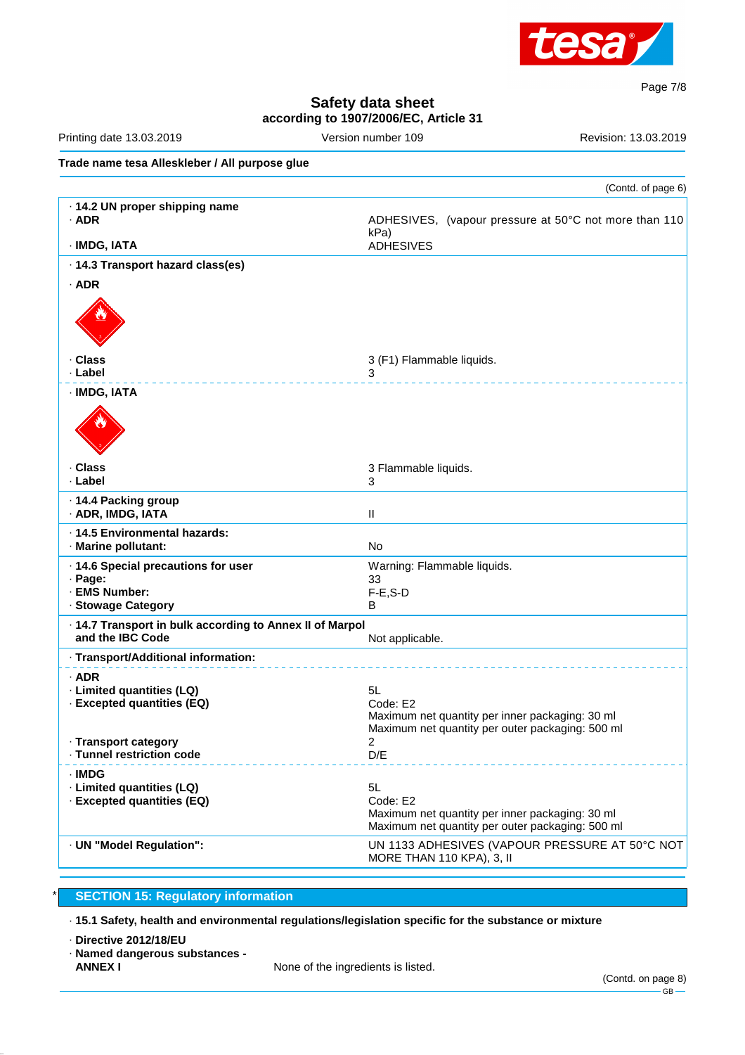**Trade name tesa Alleskleber / All purpose glue**

(Contd. of page 6)

| | |
|---|---|
| · **14.2 UN proper shipping name** | |
| · **ADR** | ADHESIVES, (vapour pressure at 50°C not more than 110 kPa) |
| · **IMDG, IATA** | ADHESIVES |
| · **14.3 Transport hazard class(es)** | |
| · **ADR** | |
| · **Class** | 3 (F1) Flammable liquids. |
| · **Label** | 3 |
| · **IMDG, IATA** | |
| · **Class** | 3 Flammable liquids. |
| · **Label** | 3 |
| · **14.4 Packing group** | |
| · **ADR, IMDG, IATA** | II |
| · **14.5 Environmental hazards:** | |
| · **Marine pollutant:** | No |
| · **14.6 Special precautions for user** | Warning: Flammable liquids. |
| · **Page:** | 33 |
| · **EMS Number:** | F-E,S-D |
| · **Stowage Category** | B |
| · **14.7 Transport in bulk according to Annex II of Marpol and the IBC Code** | Not applicable. |
| · **Transport/Additional information:** | |
| · **ADR** | |
| · **Limited quantities (LQ)** | 5L |
| · **Excepted quantities (EQ)** | Code: E2<br>Maximum net quantity per inner packaging: 30 ml<br>Maximum net quantity per outer packaging: 500 ml |
| · **Transport category** | 2 |
| · **Tunnel restriction code** | D/E |
| · **IMDG** | |
| · **Limited quantities (LQ)** | 5L |
| · **Excepted quantities (EQ)** | Code: E2<br>Maximum net quantity per inner packaging: 30 ml<br>Maximum net quantity per outer packaging: 500 ml |
| · **UN "Model Regulation":** | UN 1133 ADHESIVES (VAPOUR PRESSURE AT 50°C NOT MORE THAN 110 KPA), 3, II |

\* 

## SECTION 15: Regulatory information

· **15.1 Safety, health and environmental regulations/legislation specific for the substance or mixture**

· **Directive 2012/18/EU**

· **Named dangerous substances - ANNEX I** None of the ingredients is listed.

(Contd. on page 8)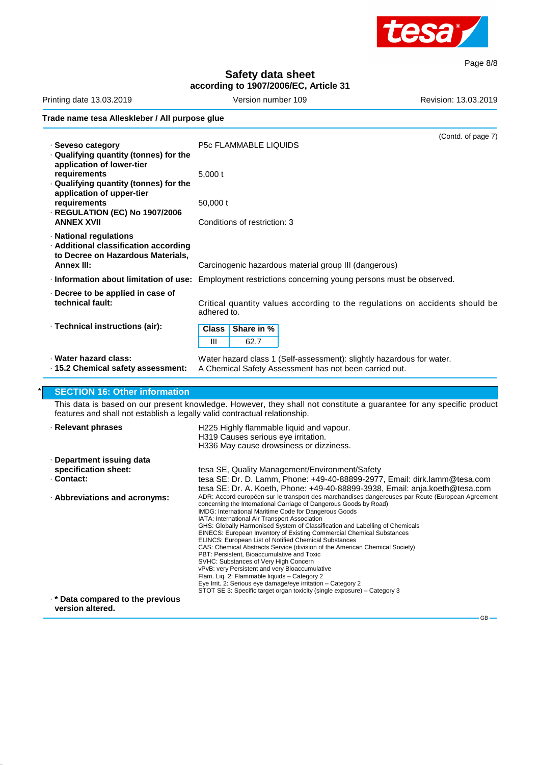Trade name tesa Alleskleber / All purpose glue

(Contd. of page 7)

· **Seveso category** P5c FLAMMABLE LIQUIDS

· **Qualifying quantity (tonnes) for the application of lower-tier requirements** 5,000 t

· **Qualifying quantity (tonnes) for the application of upper-tier requirements** 50,000 t

· **REGULATION (EC) No 1907/2006 ANNEX XVII** Conditions of restriction: 3

· **National regulations**

· **Additional classification according to Decree on Hazardous Materials, Annex III:** Carcinogenic hazardous material group III (dangerous)

· **Information about limitation of use:** Employment restrictions concerning young persons must be observed.

· **Decree to be applied in case of technical fault:** Critical quantity values according to the regulations on accidents should be adhered to.

· **Technical instructions (air):**

| Class | Share in % |
|---|---|
| III | 62.7 |

· **Water hazard class:** Water hazard class 1 (Self-assessment): slightly hazardous for water.

· **15.2 Chemical safety assessment:** A Chemical Safety Assessment has not been carried out.

## * SECTION 16: Other information

This data is based on our present knowledge. However, they shall not constitute a guarantee for any specific product features and shall not establish a legally valid contractual relationship.

· **Relevant phrases**

H225 Highly flammable liquid and vapour.
H319 Causes serious eye irritation.
H336 May cause drowsiness or dizziness.

· **Department issuing data specification sheet:** tesa SE, Quality Management/Environment/Safety

· **Contact:** tesa SE: Dr. D. Lamm, Phone: +49-40-88899-2977, Email: dirk.lamm@tesa.com
tesa SE: Dr. A. Koeth, Phone: +49-40-88899-3938, Email: anja.koeth@tesa.com

· **Abbreviations and acronyms:**

ADR: Accord européen sur le transport des marchandises dangereuses par Route (European Agreement concerning the International Carriage of Dangerous Goods by Road)
IMDG: International Maritime Code for Dangerous Goods
IATA: International Air Transport Association
GHS: Globally Harmonised System of Classification and Labelling of Chemicals
EINECS: European Inventory of Existing Commercial Chemical Substances
ELINCS: European List of Notified Chemical Substances
CAS: Chemical Abstracts Service (division of the American Chemical Society)
PBT: Persistent, Bioaccumulative and Toxic
SVHC: Substances of Very High Concern
vPvB: very Persistent and very Bioaccumulative
Flam. Liq. 2: Flammable liquids – Category 2
Eye Irrit. 2: Serious eye damage/eye irritation – Category 2
STOT SE 3: Specific target organ toxicity (single exposure) – Category 3

· **\* Data compared to the previous version altered.**

GB